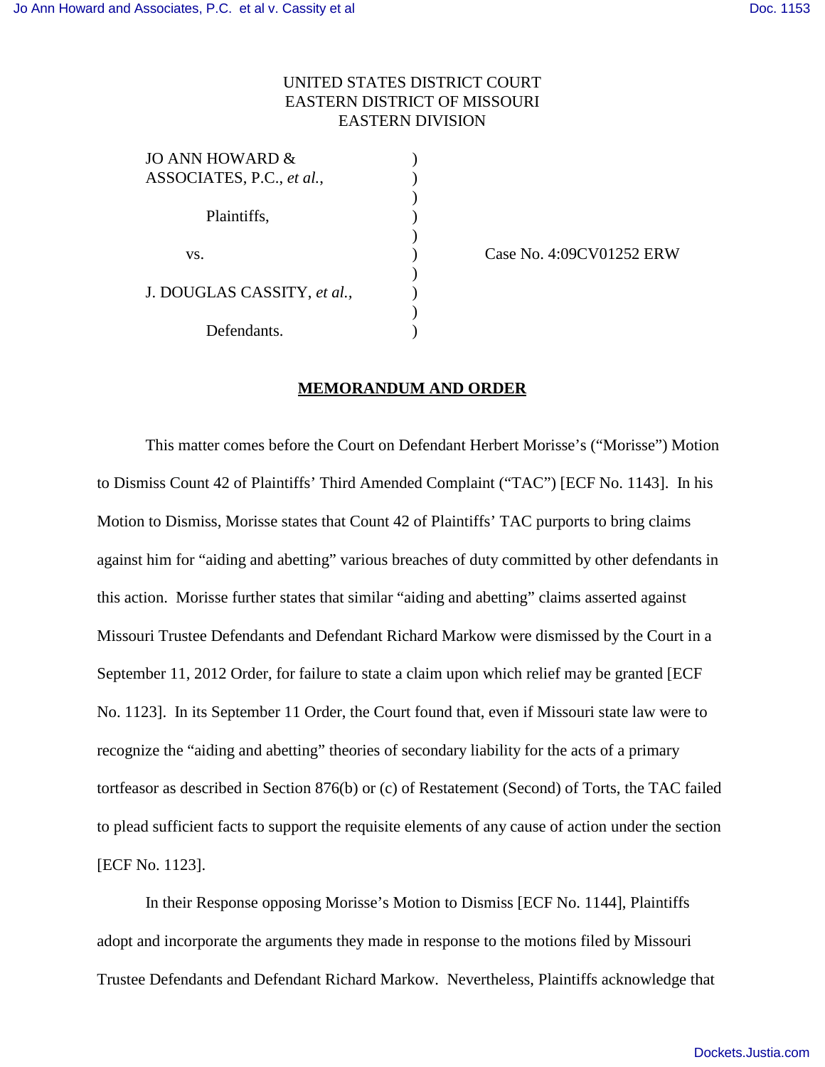UNITED STATES DISTRICT COURT
EASTERN DISTRICT OF MISSOURI
EASTERN DIVISION

| | | |
|---|---|---|
| JO ANN HOWARD & ASSOCIATES, P.C., *et al.*, | ) | |
| Plaintiffs, | ) | |
| vs. | ) | Case No. 4:09CV01252 ERW |
| J. DOUGLAS CASSITY, *et al.*, | ) | |
| Defendants. | ) | |

**MEMORANDUM AND ORDER**

This matter comes before the Court on Defendant Herbert Morisse's ("Morisse") Motion to Dismiss Count 42 of Plaintiffs' Third Amended Complaint ("TAC") [ECF No. 1143]. In his Motion to Dismiss, Morisse states that Count 42 of Plaintiffs' TAC purports to bring claims against him for "aiding and abetting" various breaches of duty committed by other defendants in this action. Morisse further states that similar "aiding and abetting" claims asserted against Missouri Trustee Defendants and Defendant Richard Markow were dismissed by the Court in a September 11, 2012 Order, for failure to state a claim upon which relief may be granted [ECF No. 1123]. In its September 11 Order, the Court found that, even if Missouri state law were to recognize the "aiding and abetting" theories of secondary liability for the acts of a primary tortfeasor as described in Section 876(b) or (c) of Restatement (Second) of Torts, the TAC failed to plead sufficient facts to support the requisite elements of any cause of action under the section [ECF No. 1123].

In their Response opposing Morisse's Motion to Dismiss [ECF No. 1144], Plaintiffs adopt and incorporate the arguments they made in response to the motions filed by Missouri Trustee Defendants and Defendant Richard Markow. Nevertheless, Plaintiffs acknowledge that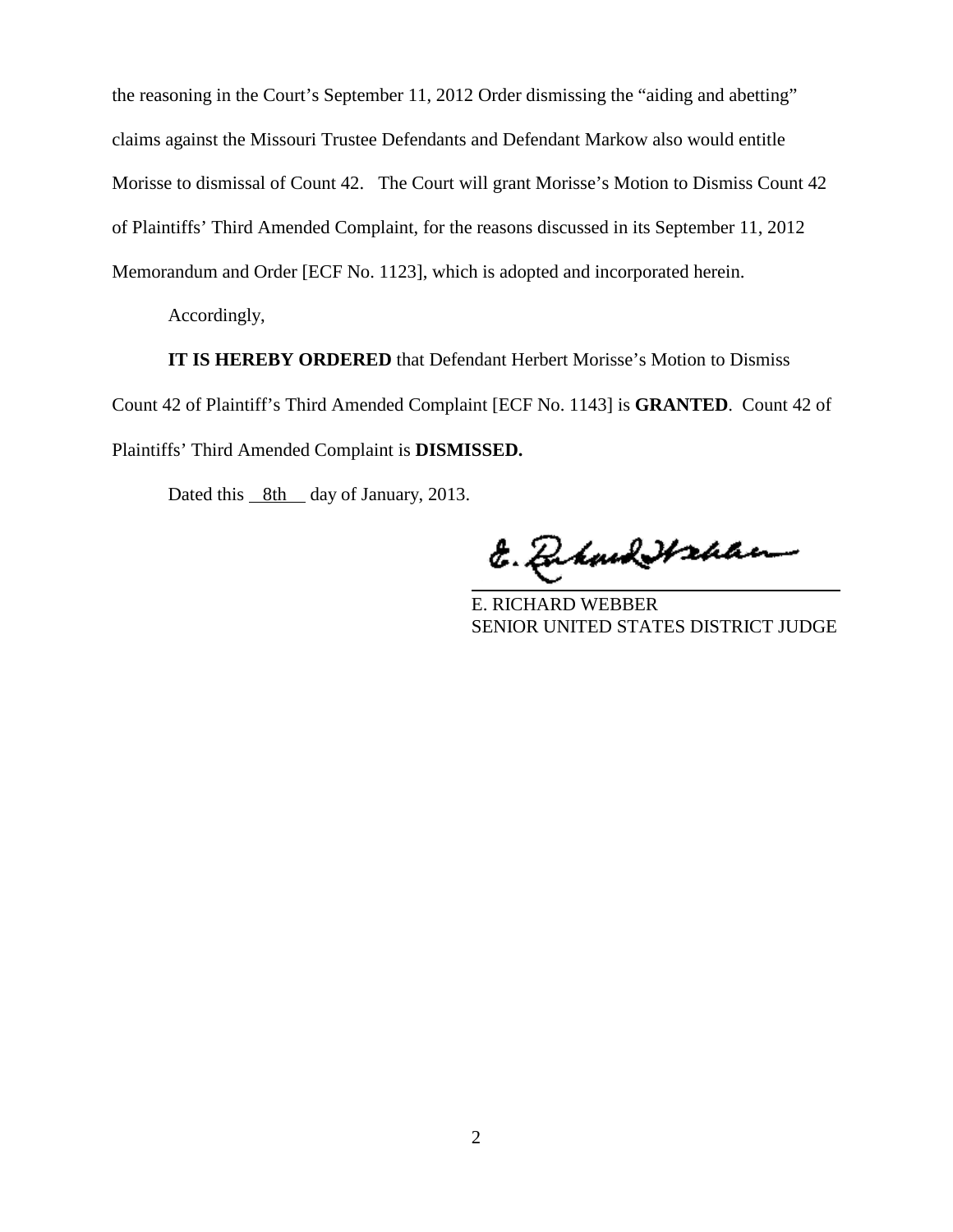the reasoning in the Court's September 11, 2012 Order dismissing the "aiding and abetting" claims against the Missouri Trustee Defendants and Defendant Markow also would entitle Morisse to dismissal of Count 42. The Court will grant Morisse's Motion to Dismiss Count 42 of Plaintiffs' Third Amended Complaint, for the reasons discussed in its September 11, 2012 Memorandum and Order [ECF No. 1123], which is adopted and incorporated herein.

Accordingly,

**IT IS HEREBY ORDERED** that Defendant Herbert Morisse's Motion to Dismiss Count 42 of Plaintiff's Third Amended Complaint [ECF No. 1143] is **GRANTED**. Count 42 of Plaintiffs' Third Amended Complaint is **DISMISSED.**

Dated this 8th day of January, 2013.

E. RICHARD WEBBER
SENIOR UNITED STATES DISTRICT JUDGE